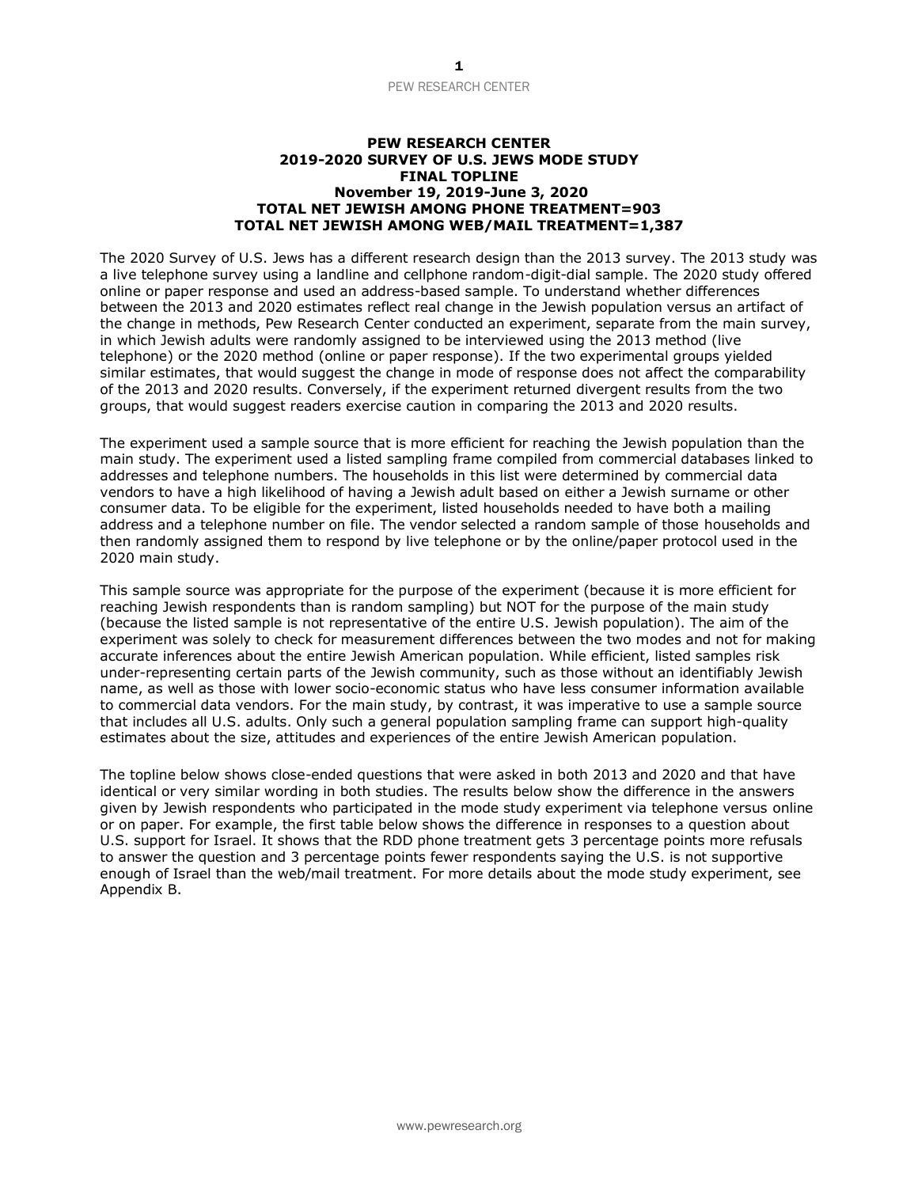**PEW RESEARCH CENTER**
**2019-2020 SURVEY OF U.S. JEWS MODE STUDY**
**FINAL TOPLINE**
**November 19, 2019-June 3, 2020**
**TOTAL NET JEWISH AMONG PHONE TREATMENT=903**
**TOTAL NET JEWISH AMONG WEB/MAIL TREATMENT=1,387**

The 2020 Survey of U.S. Jews has a different research design than the 2013 survey. The 2013 study was a live telephone survey using a landline and cellphone random-digit-dial sample. The 2020 study offered online or paper response and used an address-based sample. To understand whether differences between the 2013 and 2020 estimates reflect real change in the Jewish population versus an artifact of the change in methods, Pew Research Center conducted an experiment, separate from the main survey, in which Jewish adults were randomly assigned to be interviewed using the 2013 method (live telephone) or the 2020 method (online or paper response). If the two experimental groups yielded similar estimates, that would suggest the change in mode of response does not affect the comparability of the 2013 and 2020 results. Conversely, if the experiment returned divergent results from the two groups, that would suggest readers exercise caution in comparing the 2013 and 2020 results.

The experiment used a sample source that is more efficient for reaching the Jewish population than the main study. The experiment used a listed sampling frame compiled from commercial databases linked to addresses and telephone numbers. The households in this list were determined by commercial data vendors to have a high likelihood of having a Jewish adult based on either a Jewish surname or other consumer data. To be eligible for the experiment, listed households needed to have both a mailing address and a telephone number on file. The vendor selected a random sample of those households and then randomly assigned them to respond by live telephone or by the online/paper protocol used in the 2020 main study.

This sample source was appropriate for the purpose of the experiment (because it is more efficient for reaching Jewish respondents than is random sampling) but NOT for the purpose of the main study (because the listed sample is not representative of the entire U.S. Jewish population). The aim of the experiment was solely to check for measurement differences between the two modes and not for making accurate inferences about the entire Jewish American population. While efficient, listed samples risk under-representing certain parts of the Jewish community, such as those without an identifiably Jewish name, as well as those with lower socio-economic status who have less consumer information available to commercial data vendors. For the main study, by contrast, it was imperative to use a sample source that includes all U.S. adults. Only such a general population sampling frame can support high-quality estimates about the size, attitudes and experiences of the entire Jewish American population.

The topline below shows close-ended questions that were asked in both 2013 and 2020 and that have identical or very similar wording in both studies. The results below show the difference in the answers given by Jewish respondents who participated in the mode study experiment via telephone versus online or on paper. For example, the first table below shows the difference in responses to a question about U.S. support for Israel. It shows that the RDD phone treatment gets 3 percentage points more refusals to answer the question and 3 percentage points fewer respondents saying the U.S. is not supportive enough of Israel than the web/mail treatment. For more details about the mode study experiment, see Appendix B.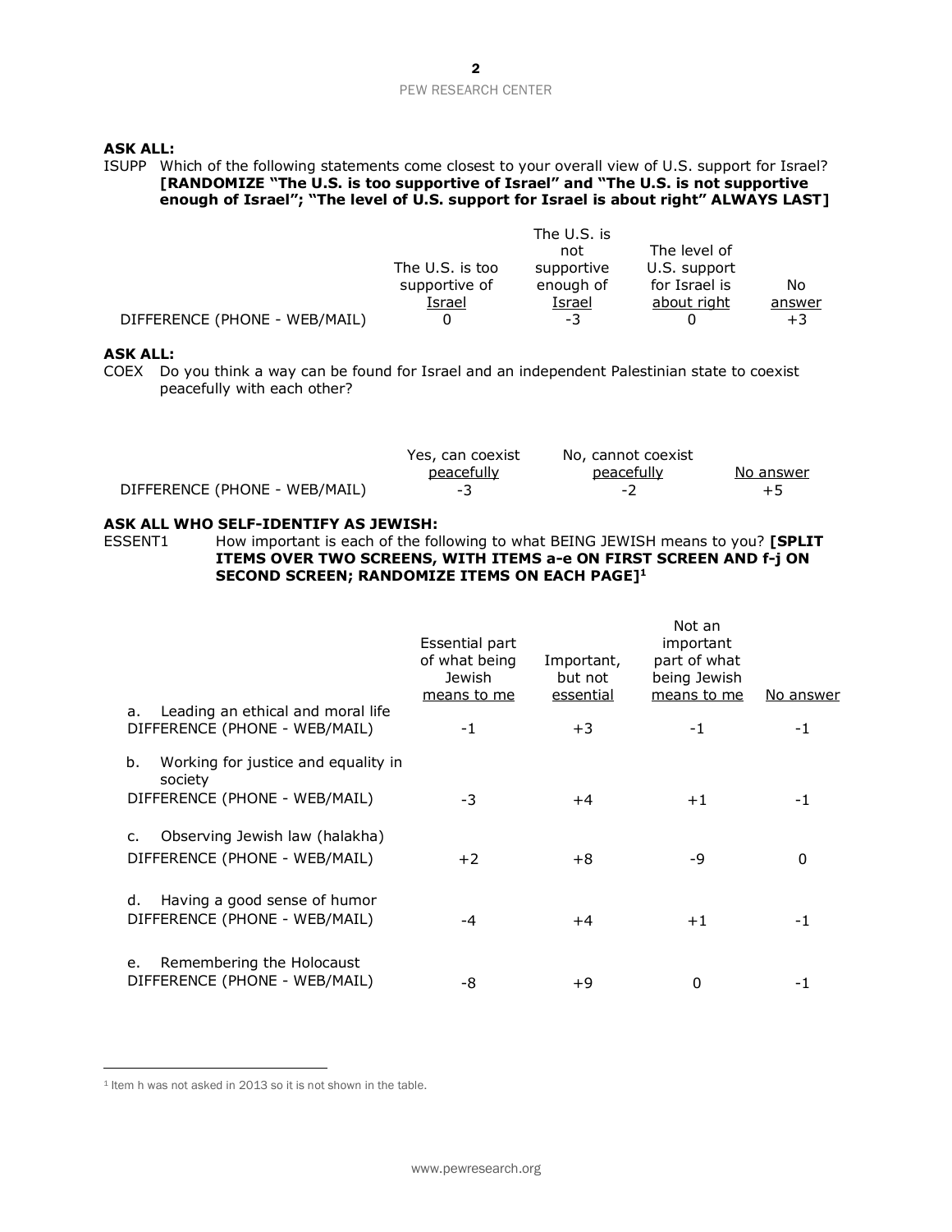**ASK ALL:**

ISUPP Which of the following statements come closest to your overall view of U.S. support for Israel? **[RANDOMIZE "The U.S. is too supportive of Israel" and "The U.S. is not supportive enough of Israel"; "The level of U.S. support for Israel is about right" ALWAYS LAST]**

| | The U.S. is too supportive of Israel | The U.S. is not supportive enough of Israel | The level of U.S. support for Israel is about right | No answer |
|---|---|---|---|---|
| DIFFERENCE (PHONE - WEB/MAIL) | 0 | -3 | 0 | +3 |

**ASK ALL:**

COEX Do you think a way can be found for Israel and an independent Palestinian state to coexist peacefully with each other?

| | Yes, can coexist peacefully | No, cannot coexist peacefully | No answer |
|---|---|---|---|
| DIFFERENCE (PHONE - WEB/MAIL) | -3 | -2 | +5 |

**ASK ALL WHO SELF-IDENTIFY AS JEWISH:**

ESSENT1 How important is each of the following to what BEING JEWISH means to you? **[SPLIT ITEMS OVER TWO SCREENS, WITH ITEMS a-e ON FIRST SCREEN AND f-j ON SECOND SCREEN; RANDOMIZE ITEMS ON EACH PAGE]**[1]

| | Essential part of what being Jewish means to me | Important, but not essential | Not an important part of what being Jewish means to me | No answer |
|---|---|---|---|---|
| a. Leading an ethical and moral life | | | | |
| DIFFERENCE (PHONE - WEB/MAIL) | -1 | +3 | -1 | -1 |
| b. Working for justice and equality in society | | | | |
| DIFFERENCE (PHONE - WEB/MAIL) | -3 | +4 | +1 | -1 |
| c. Observing Jewish law (halakha) | | | | |
| DIFFERENCE (PHONE - WEB/MAIL) | +2 | +8 | -9 | 0 |
| d. Having a good sense of humor | | | | |
| DIFFERENCE (PHONE - WEB/MAIL) | -4 | +4 | +1 | -1 |
| e. Remembering the Holocaust | | | | |
| DIFFERENCE (PHONE - WEB/MAIL) | -8 | +9 | 0 | -1 |

[1] Item h was not asked in 2013 so it is not shown in the table.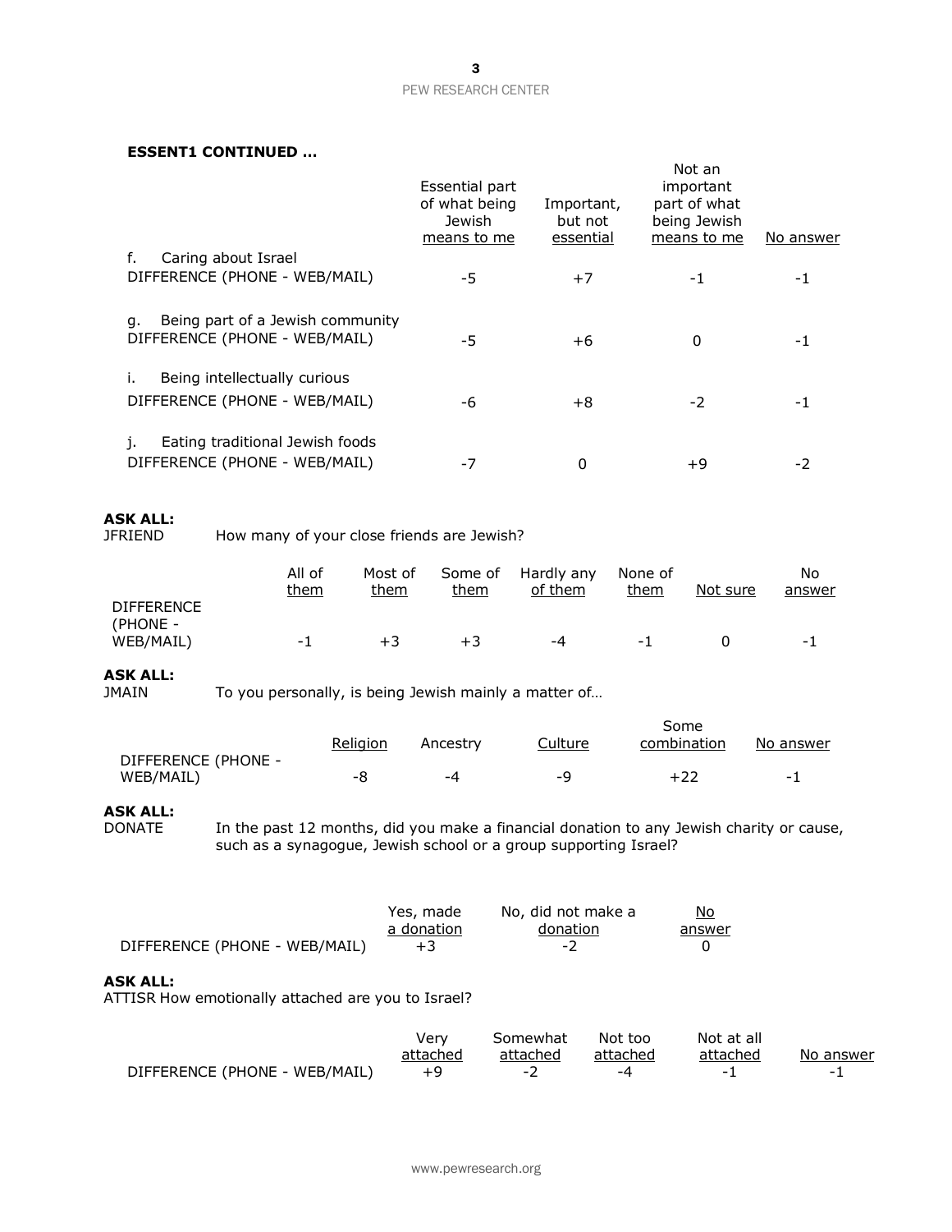**ESSENT1 CONTINUED …**

| | Essential part of what being Jewish means to me | Important, but not essential | Not an important part of what being Jewish means to me | No answer |
|---|---|---|---|---|
| f. Caring about Israel | | | | |
| DIFFERENCE (PHONE - WEB/MAIL) | -5 | +7 | -1 | -1 |
| g. Being part of a Jewish community | | | | |
| DIFFERENCE (PHONE - WEB/MAIL) | -5 | +6 | 0 | -1 |
| i. Being intellectually curious | | | | |
| DIFFERENCE (PHONE - WEB/MAIL) | -6 | +8 | -2 | -1 |
| j. Eating traditional Jewish foods | | | | |
| DIFFERENCE (PHONE - WEB/MAIL) | -7 | 0 | +9 | -2 |

**ASK ALL:**

JFRIEND How many of your close friends are Jewish?

| | All of them | Most of them | Some of them | Hardly any of them | None of them | Not sure | No answer |
|---|---|---|---|---|---|---|---|
| DIFFERENCE (PHONE - WEB/MAIL) | -1 | +3 | +3 | -4 | -1 | 0 | -1 |

**ASK ALL:**

JMAIN To you personally, is being Jewish mainly a matter of…

| | Religion | Ancestry | Culture | Some combination | No answer |
|---|---|---|---|---|---|
| DIFFERENCE (PHONE - WEB/MAIL) | -8 | -4 | -9 | +22 | -1 |

**ASK ALL:**

DONATE In the past 12 months, did you make a financial donation to any Jewish charity or cause, such as a synagogue, Jewish school or a group supporting Israel?

| | Yes, made a donation | No, did not make a donation | No answer |
|---|---|---|---|
| DIFFERENCE (PHONE - WEB/MAIL) | +3 | -2 | 0 |

**ASK ALL:**

ATTISR How emotionally attached are you to Israel?

| | Very attached | Somewhat attached | Not too attached | Not at all attached | No answer |
|---|---|---|---|---|---|
| DIFFERENCE (PHONE - WEB/MAIL) | +9 | -2 | -4 | -1 | -1 |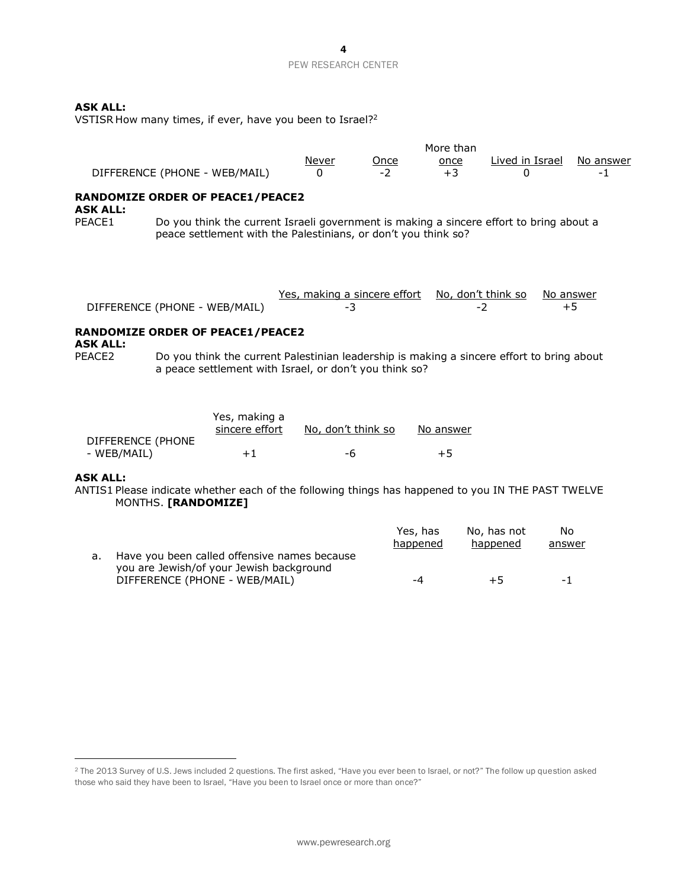**ASK ALL:**
VSTISR How many times, if ever, have you been to Israel?[2]

| | Never | Once | More than once | Lived in Israel | No answer |
|---|---|---|---|---|---|
| DIFFERENCE (PHONE - WEB/MAIL) | 0 | -2 | +3 | 0 | -1 |

**RANDOMIZE ORDER OF PEACE1/PEACE2**
**ASK ALL:**
PEACE1 Do you think the current Israeli government is making a sincere effort to bring about a peace settlement with the Palestinians, or don't you think so?

| | Yes, making a sincere effort | No, don't think so | No answer |
|---|---|---|---|
| DIFFERENCE (PHONE - WEB/MAIL) | -3 | -2 | +5 |

**RANDOMIZE ORDER OF PEACE1/PEACE2**
**ASK ALL:**
PEACE2 Do you think the current Palestinian leadership is making a sincere effort to bring about a peace settlement with Israel, or don't you think so?

| | Yes, making a sincere effort | No, don't think so | No answer |
|---|---|---|---|
| DIFFERENCE (PHONE - WEB/MAIL) | +1 | -6 | +5 |

**ASK ALL:**
ANTIS1 Please indicate whether each of the following things has happened to you IN THE PAST TWELVE MONTHS. **[RANDOMIZE]**

| | Yes, has happened | No, has not happened | No answer |
|---|---|---|---|
| a. Have you been called offensive names because you are Jewish/of your Jewish background | | | |
| DIFFERENCE (PHONE - WEB/MAIL) | -4 | +5 | -1 |

[2] The 2013 Survey of U.S. Jews included 2 questions. The first asked, "Have you ever been to Israel, or not?" The follow up question asked those who said they have been to Israel, "Have you been to Israel once or more than once?"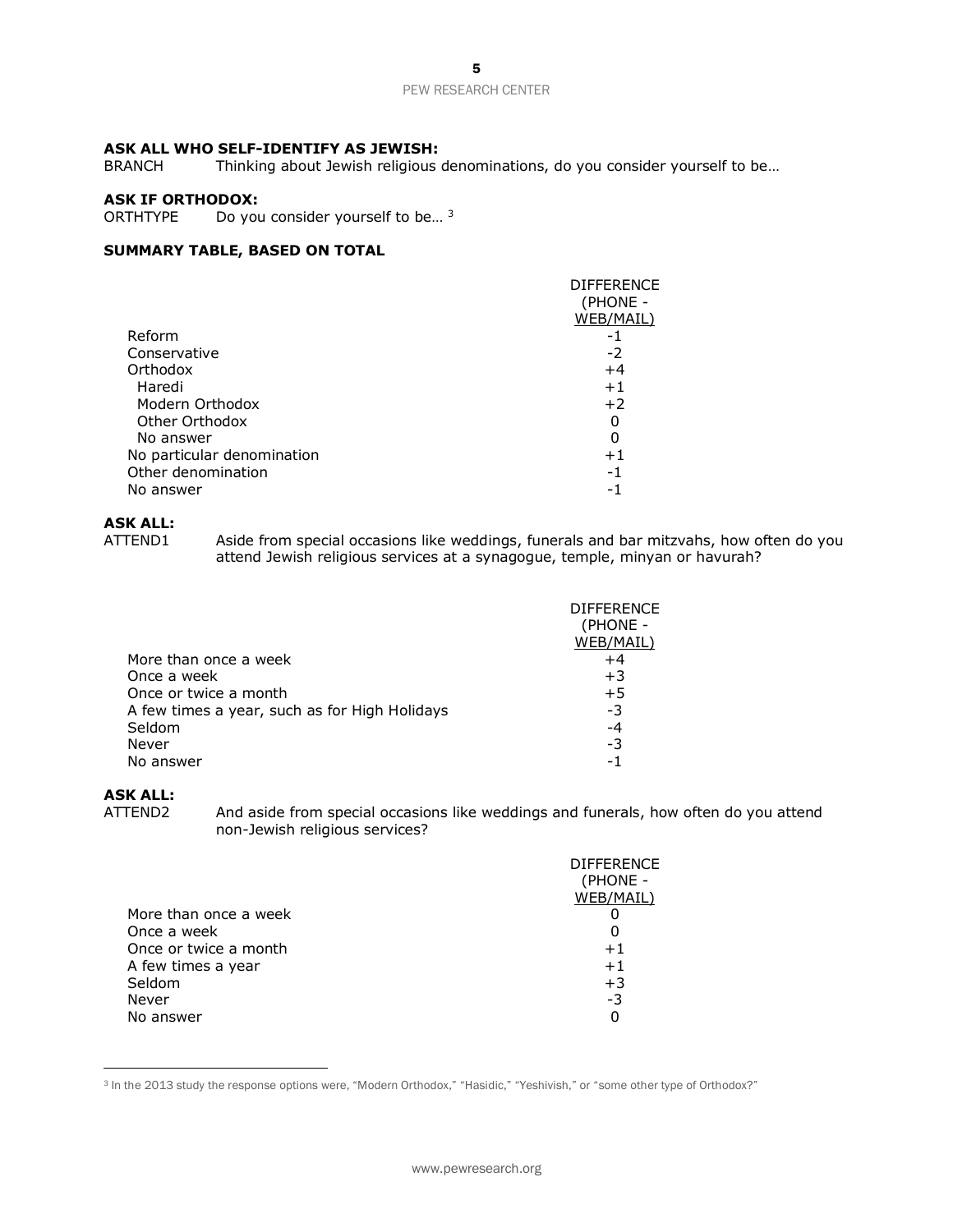**ASK ALL WHO SELF-IDENTIFY AS JEWISH:**

BRANCH Thinking about Jewish religious denominations, do you consider yourself to be…

**ASK IF ORTHODOX:**

ORTHTYPE Do you consider yourself to be… [3]

**SUMMARY TABLE, BASED ON TOTAL**

| | DIFFERENCE (PHONE - WEB/MAIL) |
|---|---|
| Reform | -1 |
| Conservative | -2 |
| Orthodox | +4 |
| Haredi | +1 |
| Modern Orthodox | +2 |
| Other Orthodox | 0 |
| No answer | 0 |
| No particular denomination | +1 |
| Other denomination | -1 |
| No answer | -1 |

**ASK ALL:**

ATTEND1 Aside from special occasions like weddings, funerals and bar mitzvahs, how often do you attend Jewish religious services at a synagogue, temple, minyan or havurah?

| | DIFFERENCE (PHONE - WEB/MAIL) |
|---|---|
| More than once a week | +4 |
| Once a week | +3 |
| Once or twice a month | +5 |
| A few times a year, such as for High Holidays | -3 |
| Seldom | -4 |
| Never | -3 |
| No answer | -1 |

**ASK ALL:**

ATTEND2 And aside from special occasions like weddings and funerals, how often do you attend non-Jewish religious services?

| | DIFFERENCE (PHONE - WEB/MAIL) |
|---|---|
| More than once a week | 0 |
| Once a week | 0 |
| Once or twice a month | +1 |
| A few times a year | +1 |
| Seldom | +3 |
| Never | -3 |
| No answer | 0 |

[3] In the 2013 study the response options were, "Modern Orthodox," "Hasidic," "Yeshivish," or "some other type of Orthodox?"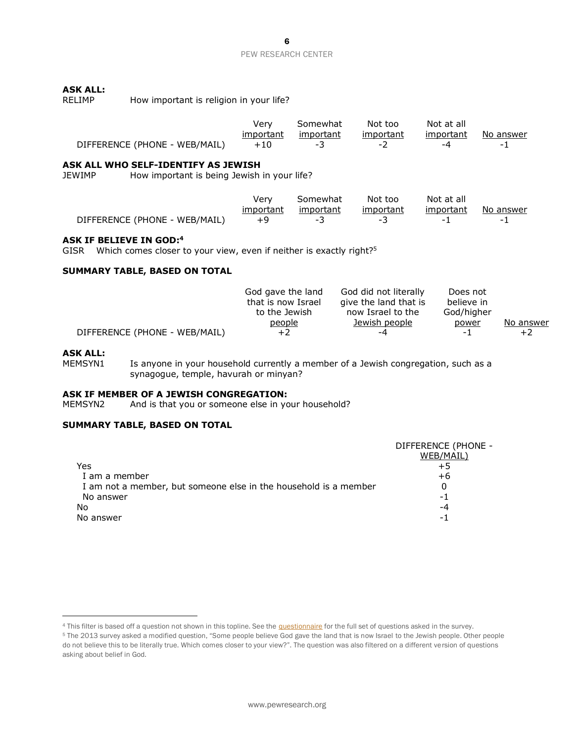**ASK ALL:**

RELIMP How important is religion in your life?

| | Very important | Somewhat important | Not too important | Not at all important | No answer |
|---|---|---|---|---|---|
| DIFFERENCE (PHONE - WEB/MAIL) | +10 | -3 | -2 | -4 | -1 |

**ASK ALL WHO SELF-IDENTIFY AS JEWISH**

JEWIMP How important is being Jewish in your life?

| | Very important | Somewhat important | Not too important | Not at all important | No answer |
|---|---|---|---|---|---|
| DIFFERENCE (PHONE - WEB/MAIL) | +9 | -3 | -3 | -1 | -1 |

**ASK IF BELIEVE IN GOD:**[4]

GISR Which comes closer to your view, even if neither is exactly right?[5]

**SUMMARY TABLE, BASED ON TOTAL**

| | God gave the land that is now Israel to the Jewish people | God did not literally give the land that is now Israel to the Jewish people | Does not believe in God/higher power | No answer |
|---|---|---|---|---|
| DIFFERENCE (PHONE - WEB/MAIL) | +2 | -4 | -1 | +2 |

**ASK ALL:**

MEMSYN1 Is anyone in your household currently a member of a Jewish congregation, such as a synagogue, temple, havurah or minyan?

**ASK IF MEMBER OF A JEWISH CONGREGATION:**

MEMSYN2 And is that you or someone else in your household?

**SUMMARY TABLE, BASED ON TOTAL**

| | DIFFERENCE (PHONE - WEB/MAIL) |
|---|---|
| Yes | +5 |
| I am a member | +6 |
| I am not a member, but someone else in the household is a member | 0 |
| No answer | -1 |
| No | -4 |
| No answer | -1 |

---

[4] This filter is based off a question not shown in this topline. See the questionnaire for the full set of questions asked in the survey.

[5] The 2013 survey asked a modified question, "Some people believe God gave the land that is now Israel to the Jewish people. Other people do not believe this to be literally true. Which comes closer to your view?". The question was also filtered on a different version of questions asking about belief in God.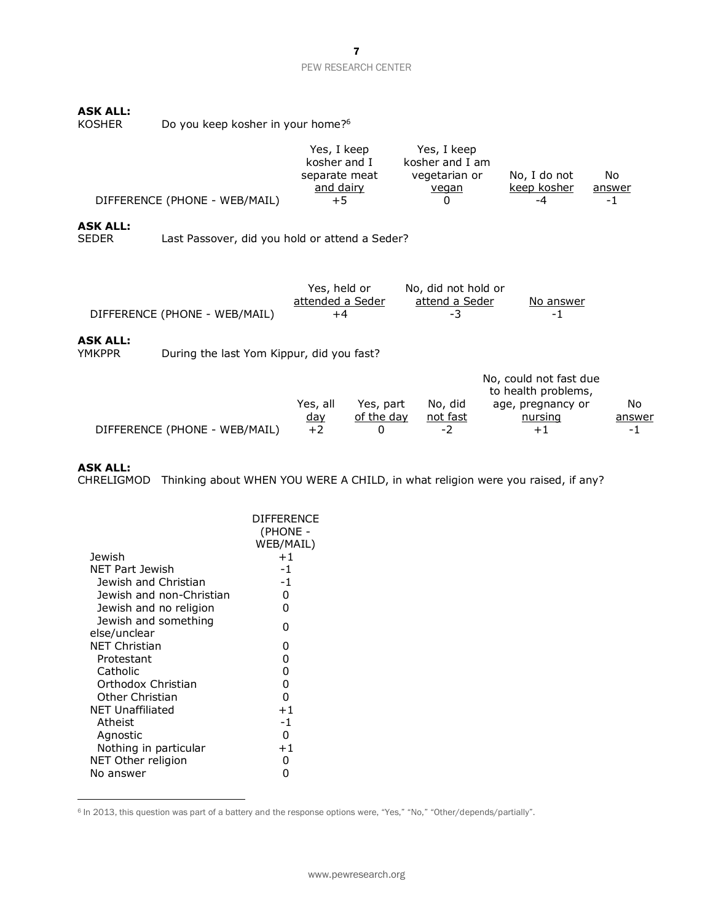**ASK ALL:**
KOSHER Do you keep kosher in your home?[6]

| | Yes, I keep kosher and I separate meat and dairy | Yes, I keep kosher and I am vegetarian or vegan | No, I do not keep kosher | No answer |
|---|---|---|---|---|
| DIFFERENCE (PHONE - WEB/MAIL) | +5 | 0 | -4 | -1 |

**ASK ALL:**
SEDER Last Passover, did you hold or attend a Seder?

| | Yes, held or attended a Seder | No, did not hold or attend a Seder | No answer |
|---|---|---|---|
| DIFFERENCE (PHONE - WEB/MAIL) | +4 | -3 | -1 |

**ASK ALL:**
YMKPPR During the last Yom Kippur, did you fast?

| | Yes, all day | Yes, part of the day | No, did not fast | No, could not fast due to health problems, age, pregnancy or nursing | No answer |
|---|---|---|---|---|---|
| DIFFERENCE (PHONE - WEB/MAIL) | +2 | 0 | -2 | +1 | -1 |

**ASK ALL:**
CHRELIGMOD Thinking about WHEN YOU WERE A CHILD, in what religion were you raised, if any?

| | DIFFERENCE (PHONE - WEB/MAIL) |
|---|---|
| Jewish | +1 |
| NET Part Jewish | -1 |
| Jewish and Christian | -1 |
| Jewish and non-Christian | 0 |
| Jewish and no religion | 0 |
| Jewish and something else/unclear | 0 |
| NET Christian | 0 |
| Protestant | 0 |
| Catholic | 0 |
| Orthodox Christian | 0 |
| Other Christian | 0 |
| NET Unaffiliated | +1 |
| Atheist | -1 |
| Agnostic | 0 |
| Nothing in particular | +1 |
| NET Other religion | 0 |
| No answer | 0 |

[6] In 2013, this question was part of a battery and the response options were, "Yes," "No," "Other/depends/partially".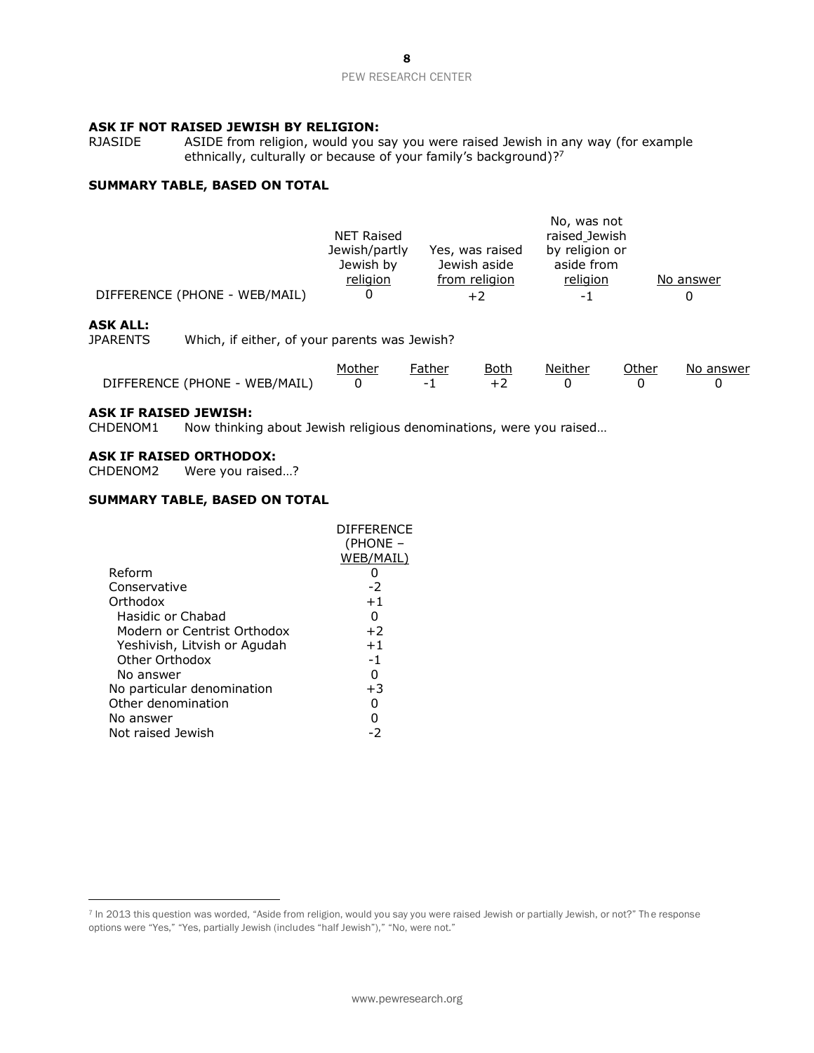**ASK IF NOT RAISED JEWISH BY RELIGION:**

RJASIDE ASIDE from religion, would you say you were raised Jewish in any way (for example ethnically, culturally or because of your family's background)?[7]

**SUMMARY TABLE, BASED ON TOTAL**

| | NET Raised Jewish/partly Jewish by religion | Yes, was raised Jewish aside from religion | No, was not raised Jewish by religion or aside from religion | No answer |
|---|---|---|---|---|
| DIFFERENCE (PHONE - WEB/MAIL) | 0 | +2 | -1 | 0 |

**ASK ALL:**

JPARENTS Which, if either, of your parents was Jewish?

| | Mother | Father | Both | Neither | Other | No answer |
|---|---|---|---|---|---|---|
| DIFFERENCE (PHONE - WEB/MAIL) | 0 | -1 | +2 | 0 | 0 | 0 |

**ASK IF RAISED JEWISH:**

CHDENOM1 Now thinking about Jewish religious denominations, were you raised…

**ASK IF RAISED ORTHODOX:**

CHDENOM2 Were you raised…?

**SUMMARY TABLE, BASED ON TOTAL**

| | DIFFERENCE (PHONE – WEB/MAIL) |
|---|---|
| Reform | 0 |
| Conservative | -2 |
| Orthodox | +1 |
| Hasidic or Chabad | 0 |
| Modern or Centrist Orthodox | +2 |
| Yeshivish, Litvish or Agudah | +1 |
| Other Orthodox | -1 |
| No answer | 0 |
| No particular denomination | +3 |
| Other denomination | 0 |
| No answer | 0 |
| Not raised Jewish | -2 |

[7] In 2013 this question was worded, "Aside from religion, would you say you were raised Jewish or partially Jewish, or not?" The response options were "Yes," "Yes, partially Jewish (includes "half Jewish")," "No, were not."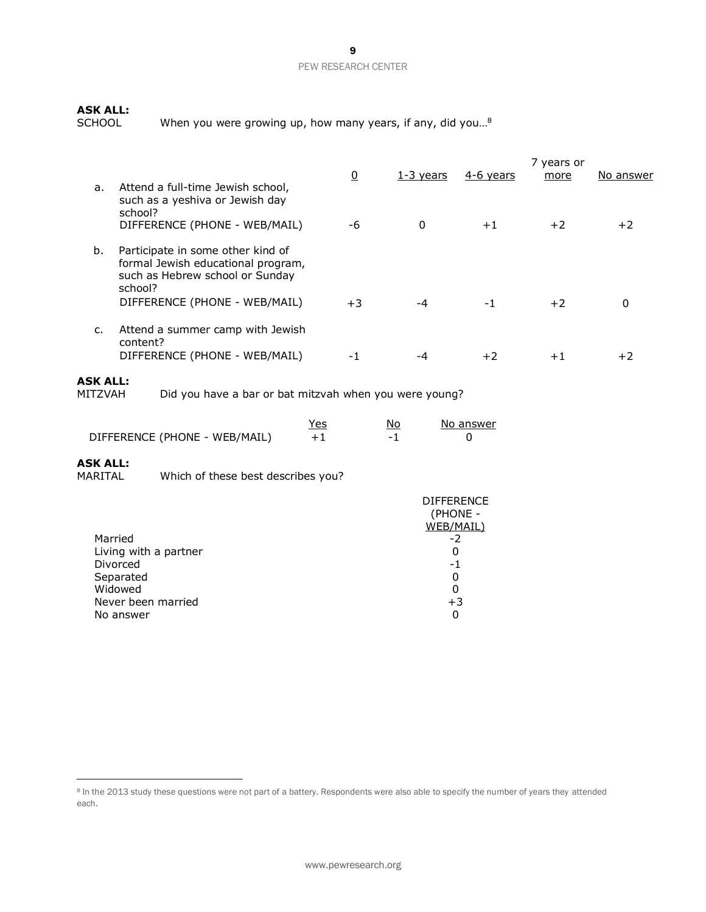**ASK ALL:**
SCHOOL When you were growing up, how many years, if any, did you…[8]

| | | 0 | 1-3 years | 4-6 years | 7 years or more | No answer |
|---|---|---|---|---|---|---|
| a. | Attend a full-time Jewish school, such as a yeshiva or Jewish day school? | | | | | |
| | DIFFERENCE (PHONE - WEB/MAIL) | -6 | 0 | +1 | +2 | +2 |
| b. | Participate in some other kind of formal Jewish educational program, such as Hebrew school or Sunday school? | | | | | |
| | DIFFERENCE (PHONE - WEB/MAIL) | +3 | -4 | -1 | +2 | 0 |
| c. | Attend a summer camp with Jewish content? | | | | | |
| | DIFFERENCE (PHONE - WEB/MAIL) | -1 | -4 | +2 | +1 | +2 |

**ASK ALL:**
MITZVAH Did you have a bar or bat mitzvah when you were young?

| | Yes | No | No answer |
|---|---|---|---|
| DIFFERENCE (PHONE - WEB/MAIL) | +1 | -1 | 0 |

**ASK ALL:**
MARITAL Which of these best describes you?

| | DIFFERENCE (PHONE - WEB/MAIL) |
|---|---|
| Married | -2 |
| Living with a partner | 0 |
| Divorced | -1 |
| Separated | 0 |
| Widowed | 0 |
| Never been married | +3 |
| No answer | 0 |

[8] In the 2013 study these questions were not part of a battery. Respondents were also able to specify the number of years they attended each.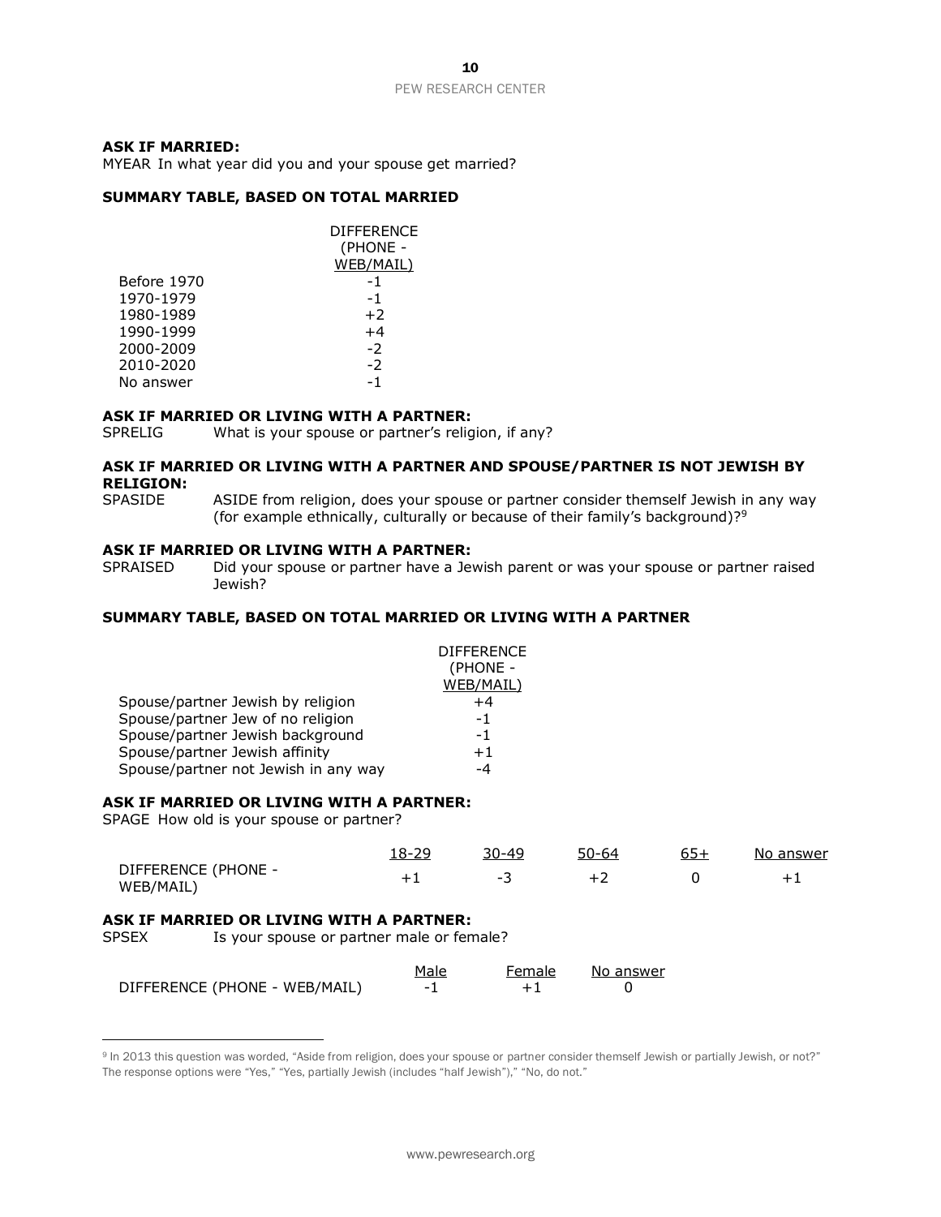**ASK IF MARRIED:**

MYEAR In what year did you and your spouse get married?

**SUMMARY TABLE, BASED ON TOTAL MARRIED**

| | DIFFERENCE (PHONE - WEB/MAIL) |
|---|---|
| Before 1970 | -1 |
| 1970-1979 | -1 |
| 1980-1989 | +2 |
| 1990-1999 | +4 |
| 2000-2009 | -2 |
| 2010-2020 | -2 |
| No answer | -1 |

**ASK IF MARRIED OR LIVING WITH A PARTNER:**

SPRELIG What is your spouse or partner's religion, if any?

**ASK IF MARRIED OR LIVING WITH A PARTNER AND SPOUSE/PARTNER IS NOT JEWISH BY RELIGION:**

SPASIDE ASIDE from religion, does your spouse or partner consider themself Jewish in any way (for example ethnically, culturally or because of their family's background)?[9]

**ASK IF MARRIED OR LIVING WITH A PARTNER:**

SPRAISED Did your spouse or partner have a Jewish parent or was your spouse or partner raised Jewish?

**SUMMARY TABLE, BASED ON TOTAL MARRIED OR LIVING WITH A PARTNER**

| | DIFFERENCE (PHONE - WEB/MAIL) |
|---|---|
| Spouse/partner Jewish by religion | +4 |
| Spouse/partner Jew of no religion | -1 |
| Spouse/partner Jewish background | -1 |
| Spouse/partner Jewish affinity | +1 |
| Spouse/partner not Jewish in any way | -4 |

**ASK IF MARRIED OR LIVING WITH A PARTNER:**

SPAGE How old is your spouse or partner?

| | 18-29 | 30-49 | 50-64 | 65+ | No answer |
|---|---|---|---|---|---|
| DIFFERENCE (PHONE - WEB/MAIL) | +1 | -3 | +2 | 0 | +1 |

**ASK IF MARRIED OR LIVING WITH A PARTNER:**

SPSEX Is your spouse or partner male or female?

| | Male | Female | No answer |
|---|---|---|---|
| DIFFERENCE (PHONE - WEB/MAIL) | -1 | +1 | 0 |

---

[9] In 2013 this question was worded, "Aside from religion, does your spouse or partner consider themself Jewish or partially Jewish, or not?" The response options were "Yes," "Yes, partially Jewish (includes "half Jewish")," "No, do not."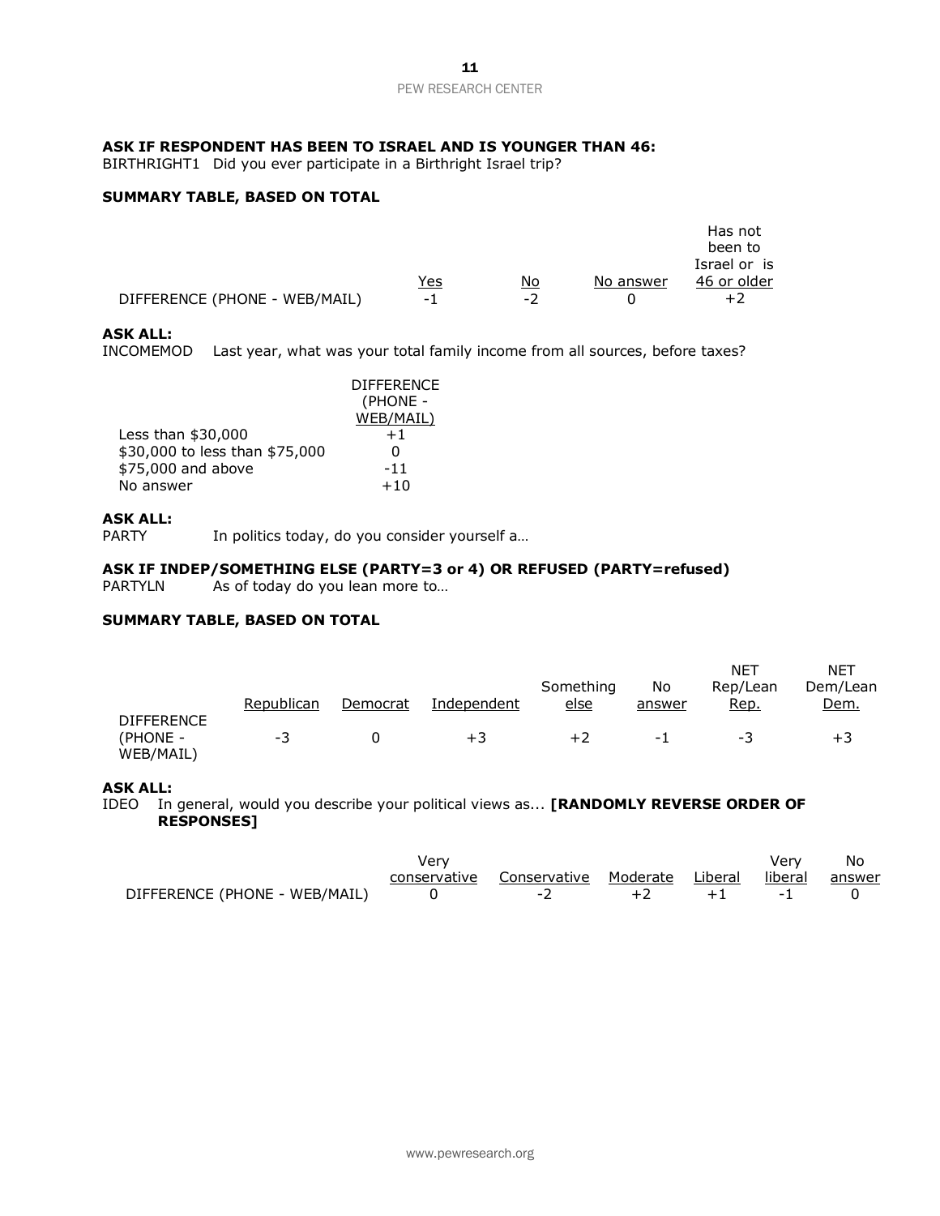**ASK IF RESPONDENT HAS BEEN TO ISRAEL AND IS YOUNGER THAN 46:**
BIRTHRIGHT1 Did you ever participate in a Birthright Israel trip?

**SUMMARY TABLE, BASED ON TOTAL**

| | Yes | No | No answer | Has not been to Israel or is 46 or older |
|---|---|---|---|---|
| DIFFERENCE (PHONE - WEB/MAIL) | -1 | -2 | 0 | +2 |

**ASK ALL:**
INCOMEMOD Last year, what was your total family income from all sources, before taxes?

| | DIFFERENCE (PHONE - WEB/MAIL) |
|---|---|
| Less than $30,000 | +1 |
| $30,000 to less than $75,000 | 0 |
| $75,000 and above | -11 |
| No answer | +10 |

**ASK ALL:**
PARTY In politics today, do you consider yourself a…

**ASK IF INDEP/SOMETHING ELSE (PARTY=3 or 4) OR REFUSED (PARTY=refused)**
PARTYLN As of today do you lean more to…

**SUMMARY TABLE, BASED ON TOTAL**

| | Republican | Democrat | Independent | Something else | No answer | NET Rep/Lean Rep. | NET Dem/Lean Dem. |
|---|---|---|---|---|---|---|---|
| DIFFERENCE (PHONE - WEB/MAIL) | -3 | 0 | +3 | +2 | -1 | -3 | +3 |

**ASK ALL:**
IDEO In general, would you describe your political views as... **[RANDOMLY REVERSE ORDER OF RESPONSES]**

| | Very conservative | Conservative | Moderate | Liberal | Very liberal | No answer |
|---|---|---|---|---|---|---|
| DIFFERENCE (PHONE - WEB/MAIL) | 0 | -2 | +2 | +1 | -1 | 0 |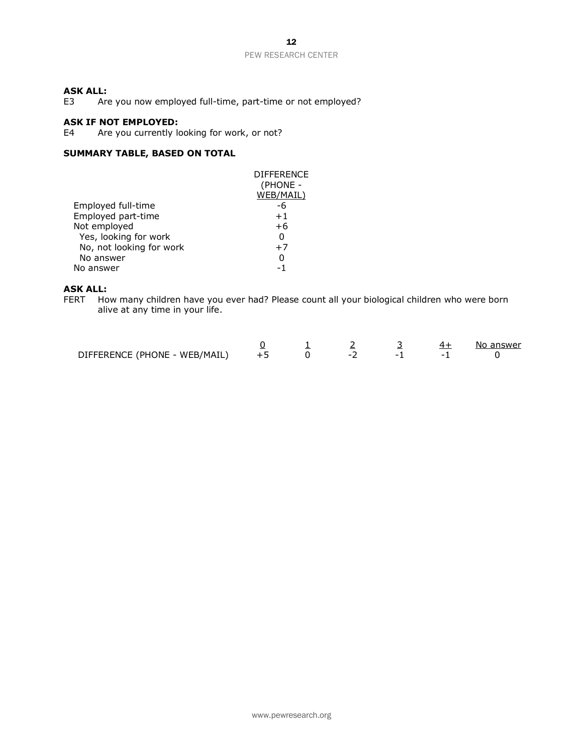**ASK ALL:**
E3 Are you now employed full-time, part-time or not employed?

**ASK IF NOT EMPLOYED:**
E4 Are you currently looking for work, or not?

**SUMMARY TABLE, BASED ON TOTAL**

| | DIFFERENCE (PHONE - WEB/MAIL) |
|---|---|
| Employed full-time | -6 |
| Employed part-time | +1 |
| Not employed | +6 |
| Yes, looking for work | 0 |
| No, not looking for work | +7 |
| No answer | 0 |
| No answer | -1 |

**ASK ALL:**
FERT How many children have you ever had? Please count all your biological children who were born alive at any time in your life.

| | 0 | 1 | 2 | 3 | 4+ | No answer |
|---|---|---|---|---|---|---|
| DIFFERENCE (PHONE - WEB/MAIL) | +5 | 0 | -2 | -1 | -1 | 0 |